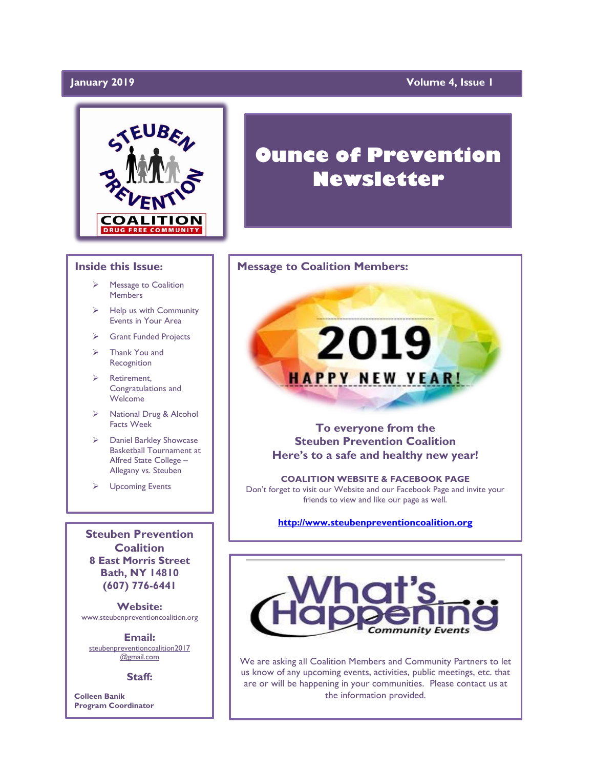January 2019 — Volume 4, Issue 1

# Ounce of Prevention Newsletter

## Inside this Issue:

- Message to Coalition Members
- Help us with Community Events in Your Area
- Grant Funded Projects
- Thank You and Recognition
- Retirement, Congratulations and Welcome
- National Drug & Alcohol Facts Week
- Daniel Barkley Showcase Basketball Tournament at Alfred State College – Allegany vs. Steuben
- Upcoming Events

## Message to Coalition Members:

2019 HAPPY NEW YEAR!

**To everyone from the Steuben Prevention Coalition**
**Here's to a safe and healthy new year!**

**COALITION WEBSITE & FACEBOOK PAGE**

Don't forget to visit our Website and our Facebook Page and invite your friends to view and like our page as well.

**http://www.steubenpreventioncoalition.org**

## What's Happening — Community Events

We are asking all Coalition Members and Community Partners to let us know of any upcoming events, activities, public meetings, etc. that are or will be happening in your communities. Please contact us at the information provided.

**Steuben Prevention Coalition**
**8 East Morris Street**
**Bath, NY 14810**
**(607) 776-6441**

**Website:**
www.steubenpreventioncoalition.org

**Email:**
steubenpreventioncoalition2017@gmail.com

**Staff:**

**Colleen Banik**
**Program Coordinator**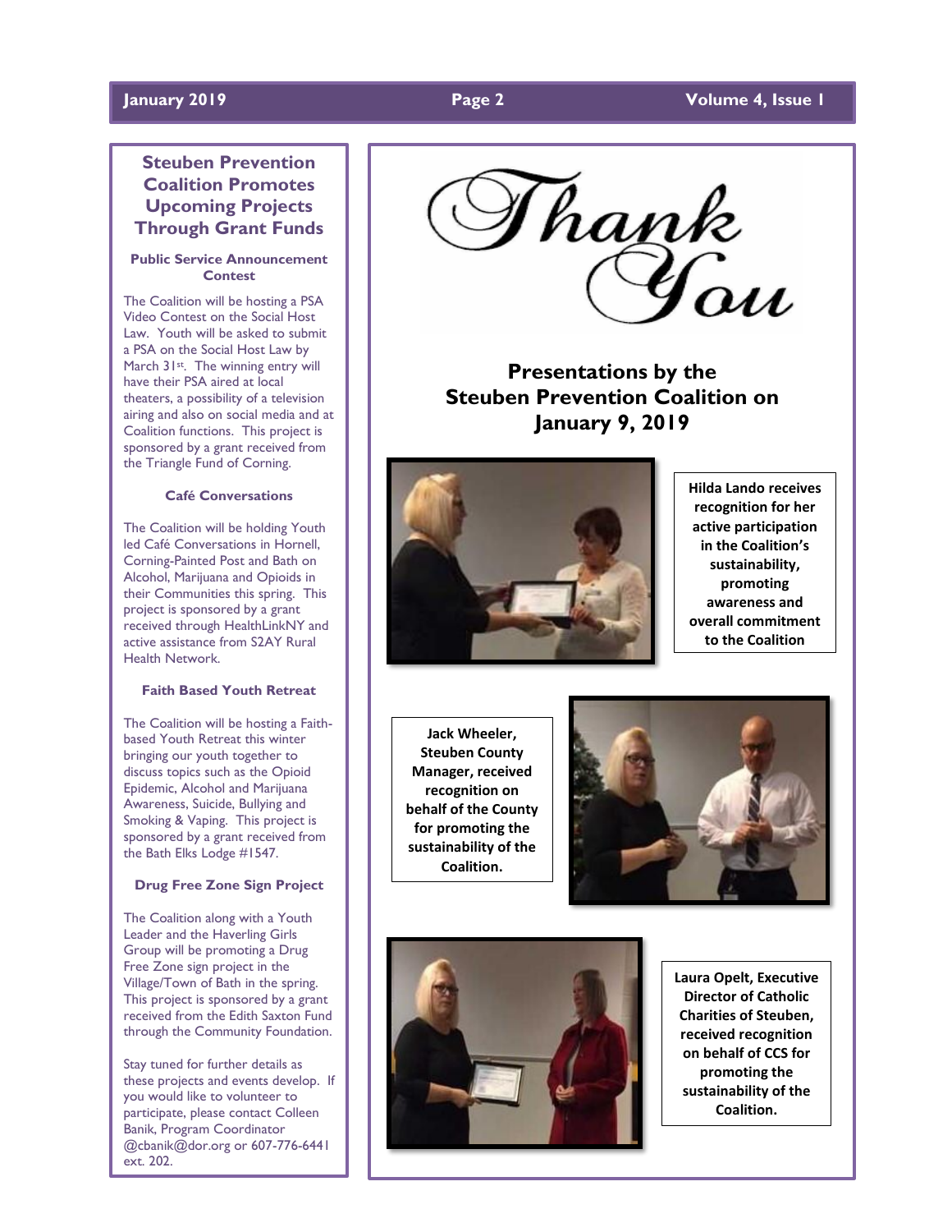## Steuben Prevention Coalition Promotes Upcoming Projects Through Grant Funds

### Public Service Announcement Contest

The Coalition will be hosting a PSA Video Contest on the Social Host Law. Youth will be asked to submit a PSA on the Social Host Law by March 31st. The winning entry will have their PSA aired at local theaters, a possibility of a television airing and also on social media and at Coalition functions. This project is sponsored by a grant received from the Triangle Fund of Corning.

### Café Conversations

The Coalition will be holding Youth led Café Conversations in Hornell, Corning-Painted Post and Bath on Alcohol, Marijuana and Opioids in their Communities this spring. This project is sponsored by a grant received through HealthLinkNY and active assistance from S2AY Rural Health Network.

### Faith Based Youth Retreat

The Coalition will be hosting a Faith-based Youth Retreat this winter bringing our youth together to discuss topics such as the Opioid Epidemic, Alcohol and Marijuana Awareness, Suicide, Bullying and Smoking & Vaping. This project is sponsored by a grant received from the Bath Elks Lodge #1547.

### Drug Free Zone Sign Project

The Coalition along with a Youth Leader and the Haverling Girls Group will be promoting a Drug Free Zone sign project in the Village/Town of Bath in the spring. This project is sponsored by a grant received from the Edith Saxton Fund through the Community Foundation.

Stay tuned for further details as these projects and events develop. If you would like to volunteer to participate, please contact Colleen Banik, Program Coordinator @cbanik@dor.org or 607-776-6441 ext. 202.

*Thank You*

## Presentations by the Steuben Prevention Coalition on January 9, 2019

**Hilda Lando receives recognition for her active participation in the Coalition's sustainability, promoting awareness and overall commitment to the Coalition**

**Jack Wheeler, Steuben County Manager, received recognition on behalf of the County for promoting the sustainability of the Coalition.**

**Laura Opelt, Executive Director of Catholic Charities of Steuben, received recognition on behalf of CCS for promoting the sustainability of the Coalition.**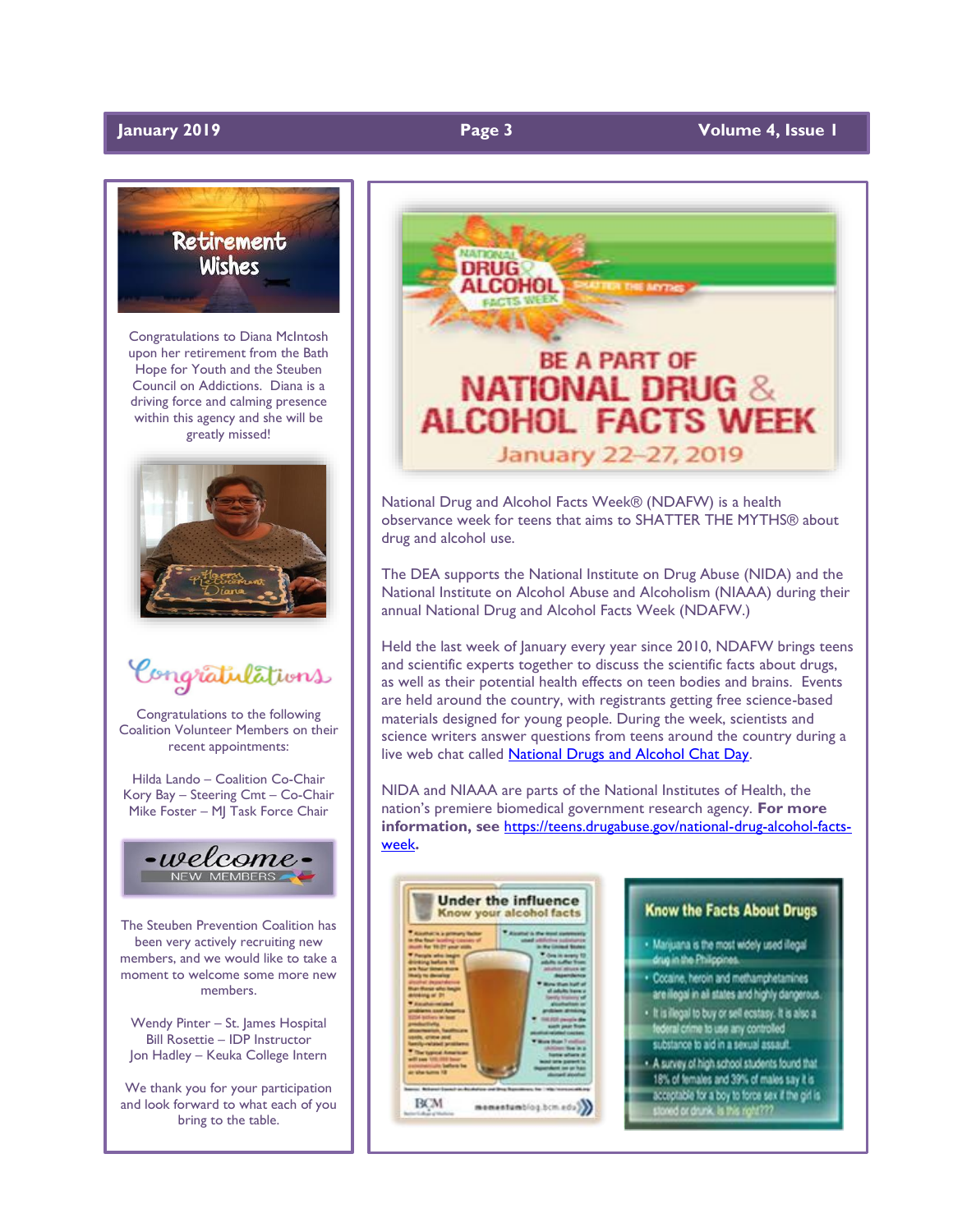# Retirement Wishes

Congratulations to Diana McIntosh upon her retirement from the Bath Hope for Youth and the Steuben Council on Addictions. Diana is a driving force and calming presence within this agency and she will be greatly missed!

# Congratulations

Congratulations to the following Coalition Volunteer Members on their recent appointments:

Hilda Lando – Coalition Co-Chair
Kory Bay – Steering Cmt – Co-Chair
Mike Foster – MJ Task Force Chair

# Welcome New Members

The Steuben Prevention Coalition has been very actively recruiting new members, and we would like to take a moment to welcome some more new members.

Wendy Pinter – St. James Hospital
Bill Rosettie – IDP Instructor
Jon Hadley – Keuka College Intern

We thank you for your participation and look forward to what each of you bring to the table.

# Be a Part of National Drug & Alcohol Facts Week

January 22–27, 2019

National Drug and Alcohol Facts Week® (NDAFW) is a health observance week for teens that aims to SHATTER THE MYTHS® about drug and alcohol use.

The DEA supports the National Institute on Drug Abuse (NIDA) and the National Institute on Alcohol Abuse and Alcoholism (NIAAA) during their annual National Drug and Alcohol Facts Week (NDAFW.)

Held the last week of January every year since 2010, NDAFW brings teens and scientific experts together to discuss the scientific facts about drugs, as well as their potential health effects on teen bodies and brains. Events are held around the country, with registrants getting free science-based materials designed for young people. During the week, scientists and science writers answer questions from teens around the country during a live web chat called [National Drugs and Alcohol Chat Day](#).

NIDA and NIAAA are parts of the National Institutes of Health, the nation's premiere biomedical government research agency. **For more information, see [https://teens.drugabuse.gov/national-drug-alcohol-facts-week](https://teens.drugabuse.gov/national-drug-alcohol-facts-week).**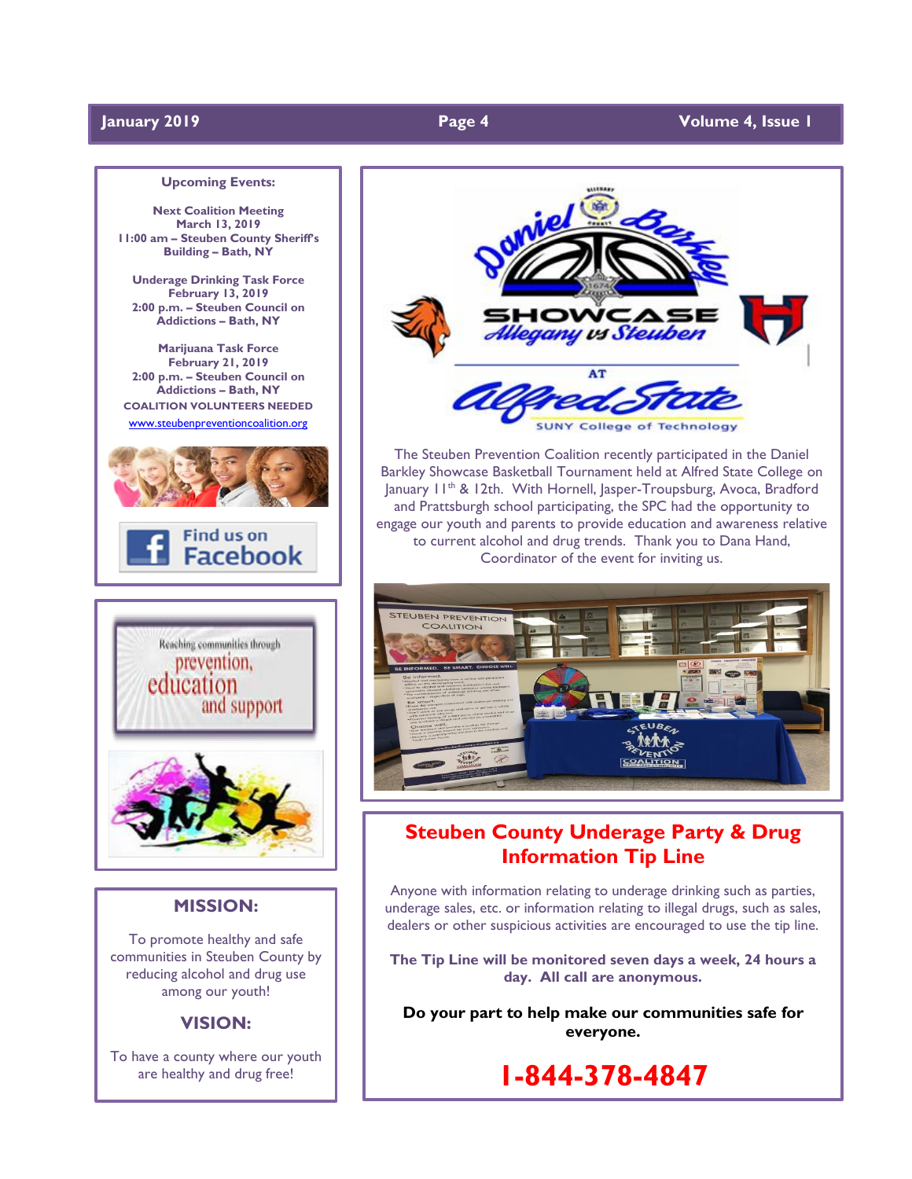### Upcoming Events:

**Next Coalition Meeting**
**March 13, 2019**
**11:00 am – Steuben County Sheriff's Building – Bath, NY**

**Underage Drinking Task Force**
**February 13, 2019**
**2:00 p.m. – Steuben Council on Addictions – Bath, NY**

**Marijuana Task Force**
**February 21, 2019**
**2:00 p.m. – Steuben Council on Addictions – Bath, NY**

**COALITION VOLUNTEERS NEEDED**

www.steubenpreventioncoalition.org

Find us on Facebook

Reaching communities through prevention, education and support

## MISSION:

To promote healthy and safe communities in Steuben County by reducing alcohol and drug use among our youth!

## VISION:

To have a county where our youth are healthy and drug free!

Daniel Barkley Showcase Allegany vs Steuben at Alfred State SUNY College of Technology

The Steuben Prevention Coalition recently participated in the Daniel Barkley Showcase Basketball Tournament held at Alfred State College on January 11th & 12th. With Hornell, Jasper-Troupsburg, Avoca, Bradford and Prattsburgh school participating, the SPC had the opportunity to engage our youth and parents to provide education and awareness relative to current alcohol and drug trends. Thank you to Dana Hand, Coordinator of the event for inviting us.

## Steuben County Underage Party & Drug Information Tip Line

Anyone with information relating to underage drinking such as parties, underage sales, etc. or information relating to illegal drugs, such as sales, dealers or other suspicious activities are encouraged to use the tip line.

**The Tip Line will be monitored seven days a week, 24 hours a day. All call are anonymous.**

**Do your part to help make our communities safe for everyone.**

# 1-844-378-4847